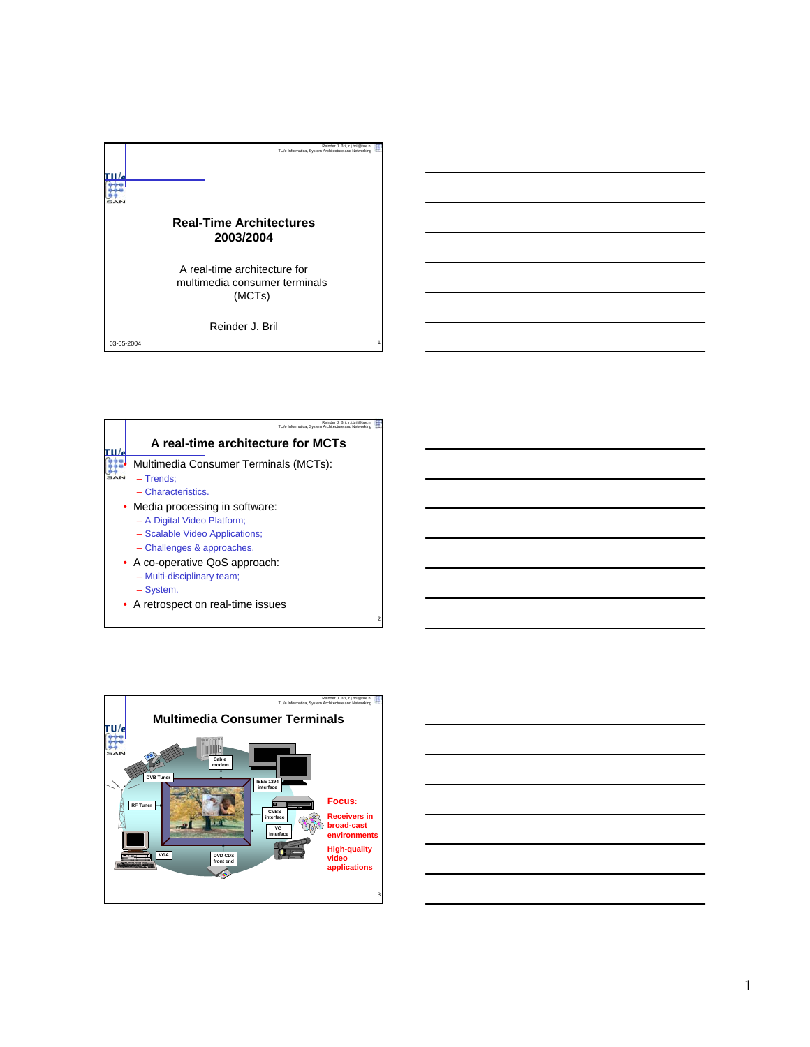# Real-Time Architectures 2003/2004

A real-time architecture for multimedia consumer terminals (MCTs)

Reinder J. Bril

03-05-2004

## A real-time architecture for MCTs

- Multimedia Consumer Terminals (MCTs):
  - Trends;
  - Characteristics.
- Media processing in software:
  - A Digital Video Platform;
  - Scalable Video Applications;
  - Challenges & approaches.
- A co-operative QoS approach:
  - Multi-disciplinary team;
  - System.
- A retrospect on real-time issues

## Multimedia Consumer Terminals

Cable modem

DVB Tuner

IEEE 1394 interface

RF Tuner

CVBS interface

YC interface

VGA

DVD CDx front end

**Focus:**

**Receivers in broad-cast environments**

**High-quality video applications**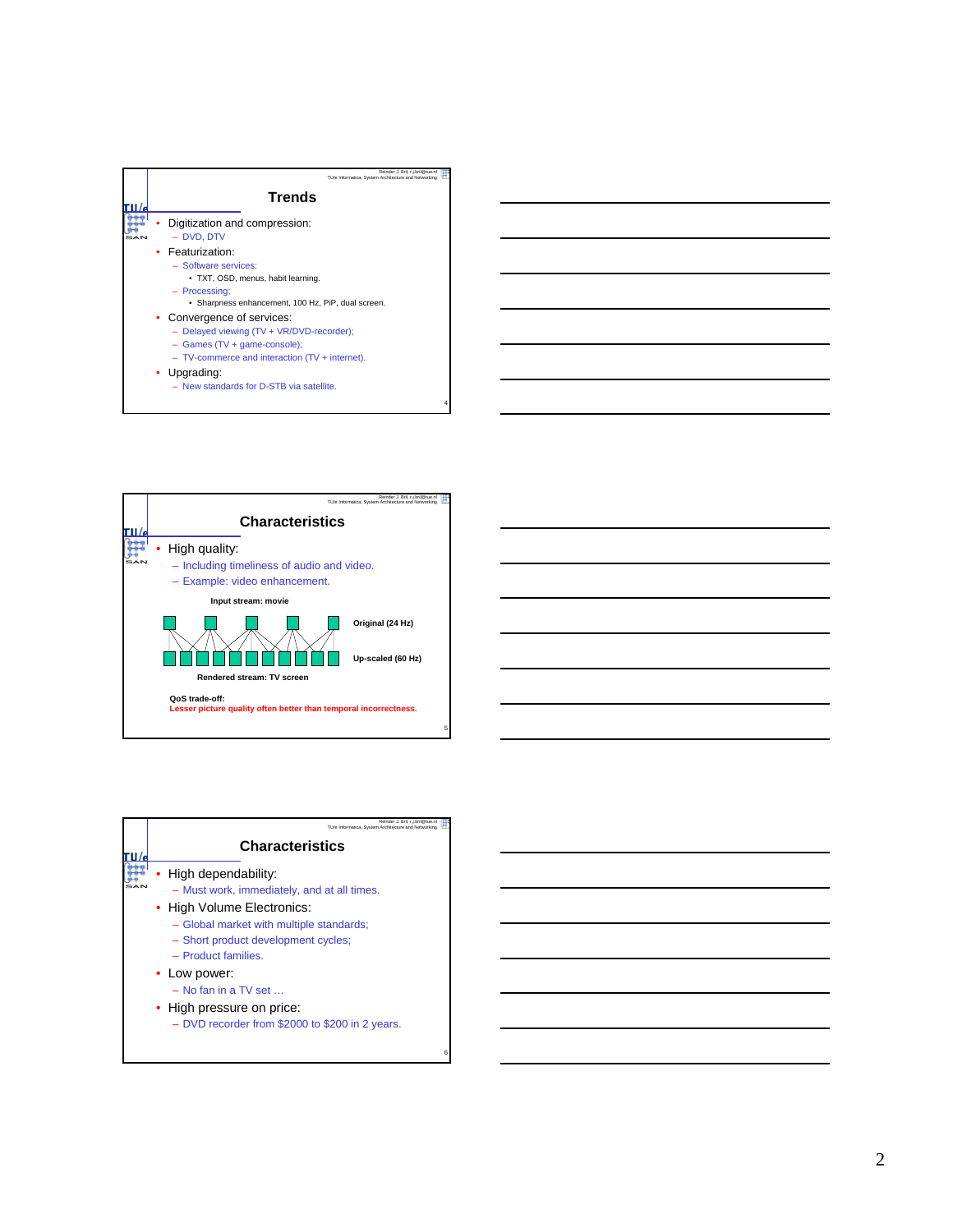## Trends

- Digitization and compression:
  - DVD, DTV
- Featurization:
  - Software services:
    - TXT, OSD, menus, habit learning.
  - Processing:
    - Sharpness enhancement, 100 Hz, PiP, dual screen.
- Convergence of services:
  - Delayed viewing (TV + VR/DVD-recorder);
  - Games (TV + game-console);
  - TV-commerce and interaction (TV + internet).
- Upgrading:
  - New standards for D-STB via satellite.

## Characteristics

- High quality:
  - Including timeliness of audio and video.
  - Example: video enhancement.

**Input stream: movie**

**Original (24 Hz)**

**Up-scaled (60 Hz)**

**Rendered stream: TV screen**

**QoS trade-off:**
**Lesser picture quality often better than temporal incorrectness.**

## Characteristics

- High dependability:
  - Must work, immediately, and at all times.
- High Volume Electronics:
  - Global market with multiple standards;
  - Short product development cycles;
  - Product families.
- Low power:
  - No fan in a TV set …
- High pressure on price:
  - DVD recorder from $2000 to $200 in 2 years.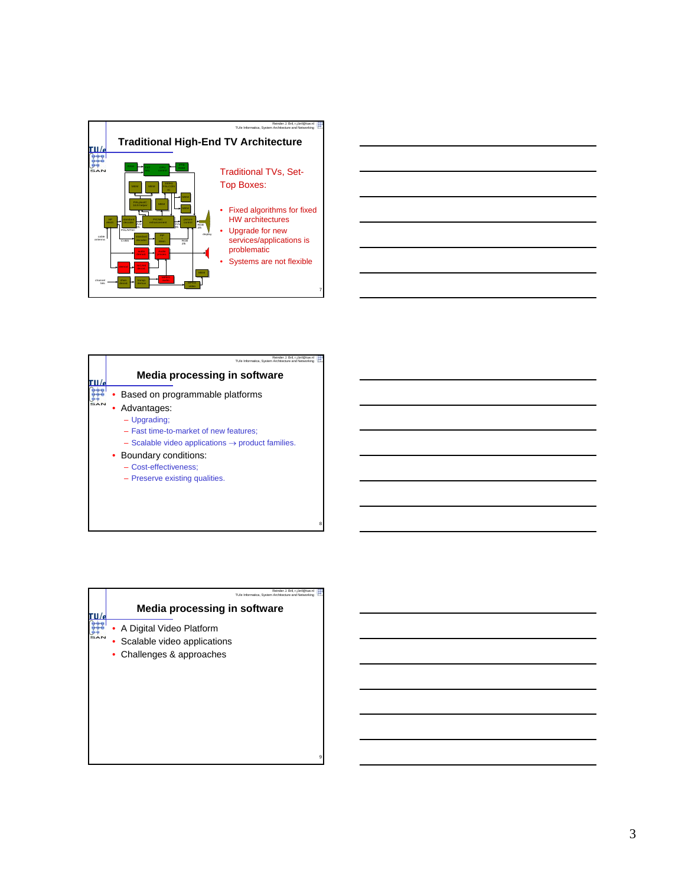## Traditional High-End TV Architecture

Traditional TVs, Set-Top Boxes:

- Fixed algorithms for fixed HW architectures
- Upgrade for new services/applications is problematic
- Systems are not flexible

## Media processing in software

- Based on programmable platforms
- Advantages:
  - Upgrading;
  - Fast time-to-market of new features;
  - Scalable video applications → product families.
- Boundary conditions:
  - Cost-effectiveness;
  - Preserve existing qualities.

## Media processing in software

- A Digital Video Platform
- Scalable video applications
- Challenges & approaches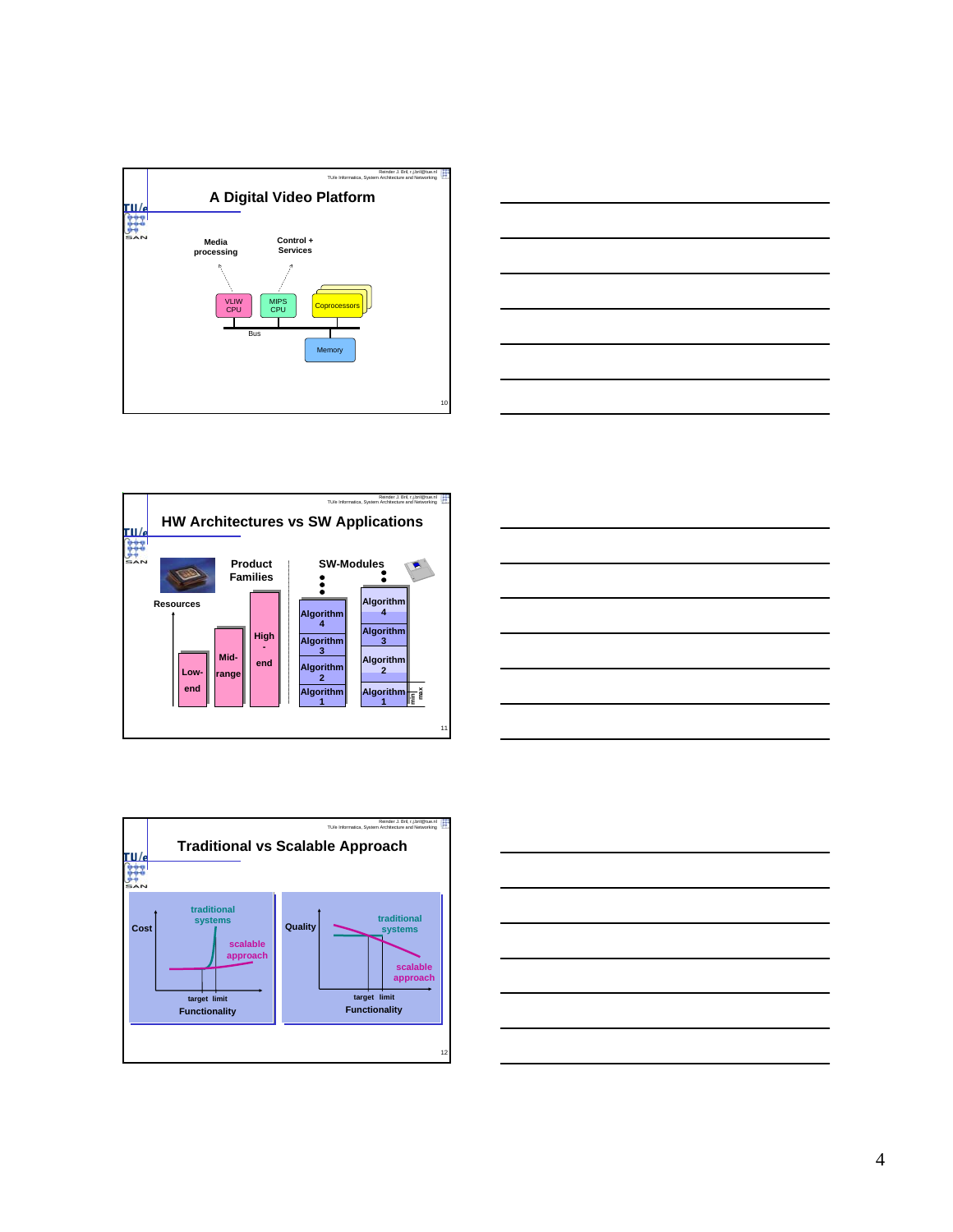## A Digital Video Platform

Media processing

Control + Services

VLIW CPU

MIPS CPU

Coprocessors

Bus

Memory

## HW Architectures vs SW Applications

Product Families

SW-Modules

Resources

Low-end

Mid-range

High-end

Algorithm 1

Algorithm 2

Algorithm 3

Algorithm 4

min

max

## Traditional vs Scalable Approach

Cost

traditional systems

scalable approach

target limit

Functionality

Quality

traditional systems

scalable approach

target limit

Functionality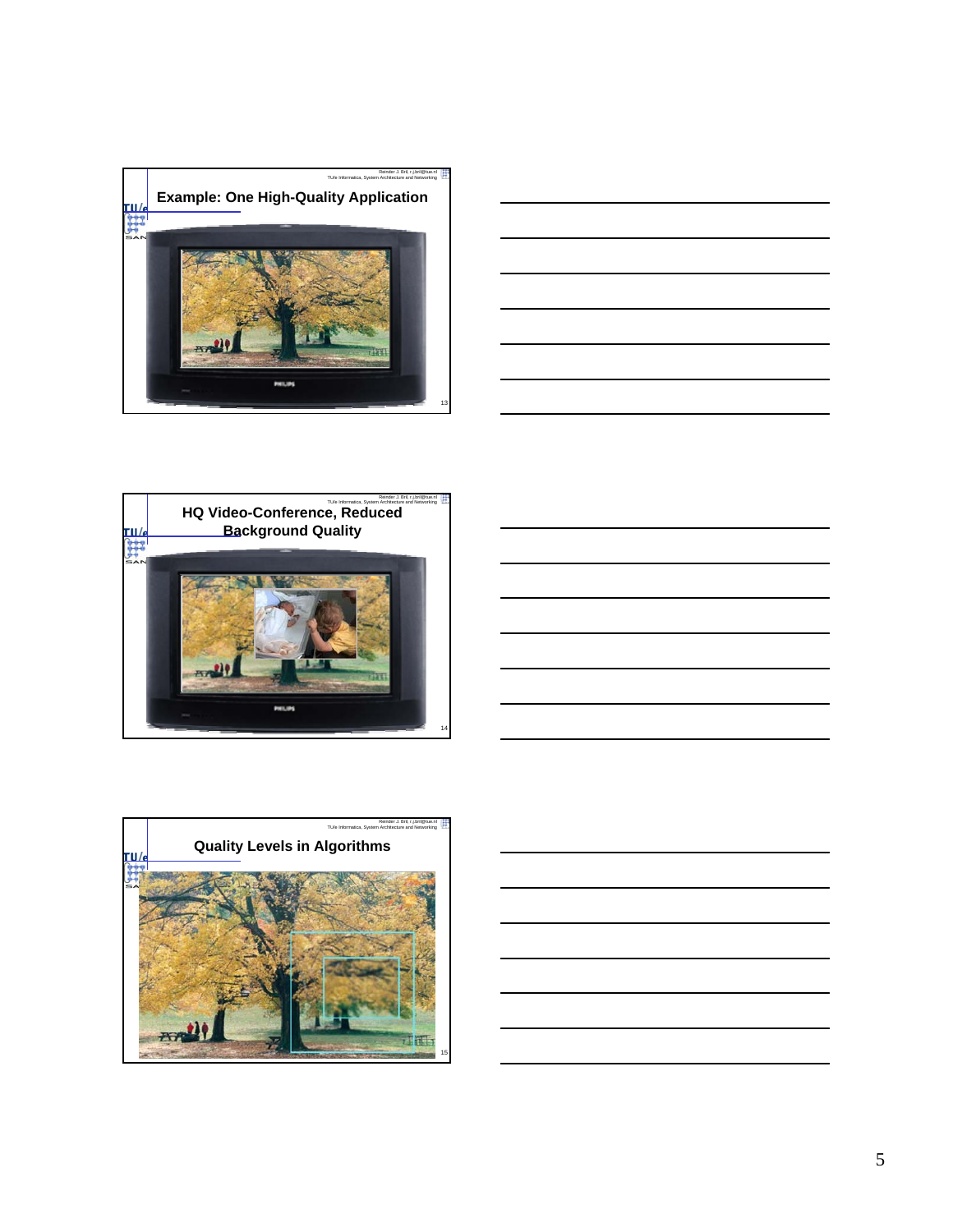## Example: One High-Quality Application

## HQ Video-Conference, Reduced Background Quality

## Quality Levels in Algorithms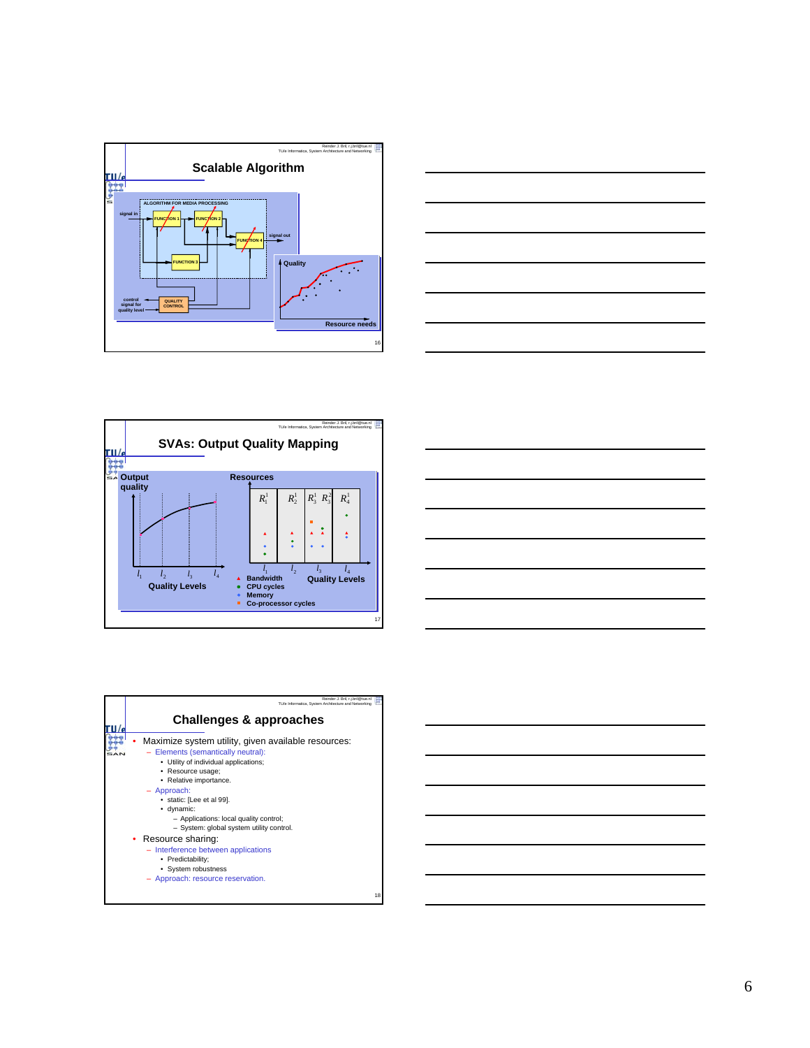## Scalable Algorithm

ALGORITHM FOR MEDIA PROCESSING

signal in — FUNCTION 1 — FUNCTION 2 — FUNCTION 3 — FUNCTION 4 — signal out

control signal for quality level — QUALITY CONTROL

Quality / Resource needs

## SVAs: Output Quality Mapping

Output quality — Quality Levels: $l_1$, $l_2$, $l_3$, $l_4$

Resources: $R_1^1$, $R_2^1$, $R_3^1$, $R_3^2$, $R_4^1$ — Quality Levels: $l_1$, $l_2$, $l_3$, $l_4$

- Bandwidth
- CPU cycles
- Memory
- Co-processor cycles

## Challenges & approaches

- Maximize system utility, given available resources:
  - Elements (semantically neutral):
    - Utility of individual applications;
    - Resource usage;
    - Relative importance.
  - Approach:
    - static: [Lee et al 99].
    - dynamic:
      - Applications: local quality control;
      - System: global system utility control.
- Resource sharing:
  - Interference between applications
    - Predictability;
    - System robustness
  - Approach: resource reservation.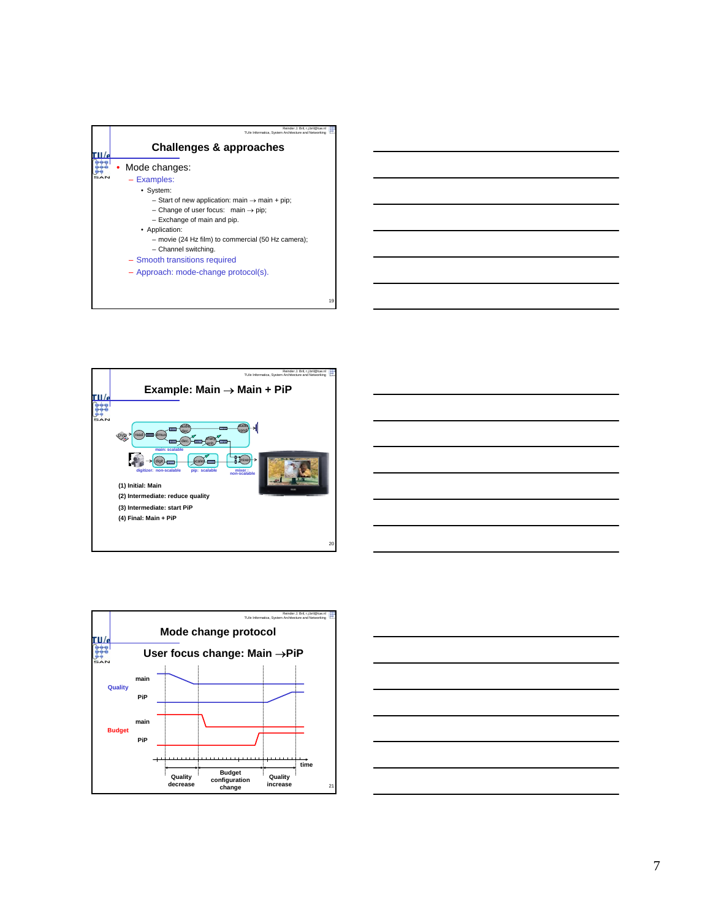## Challenges & approaches

- Mode changes:
  - Examples:
    - System:
      - Start of new application: main → main + pip;
      - Change of user focus: main → pip;
      - Exchange of main and pip.
    - Application:
      - movie (24 Hz film) to commercial (50 Hz camera);
      - Channel switching.
  - Smooth transitions required
  - Approach: mode-change protocol(s).

## Example: Main → Main + PiP

(1) Initial: Main

(2) Intermediate: reduce quality

(3) Intermediate: start PiP

(4) Final: Main + PiP

## Mode change protocol

### User focus change: Main →PiP

Quality: main, PiP

Budget: main, PiP

time

Quality decrease | Budget configuration change | Quality increase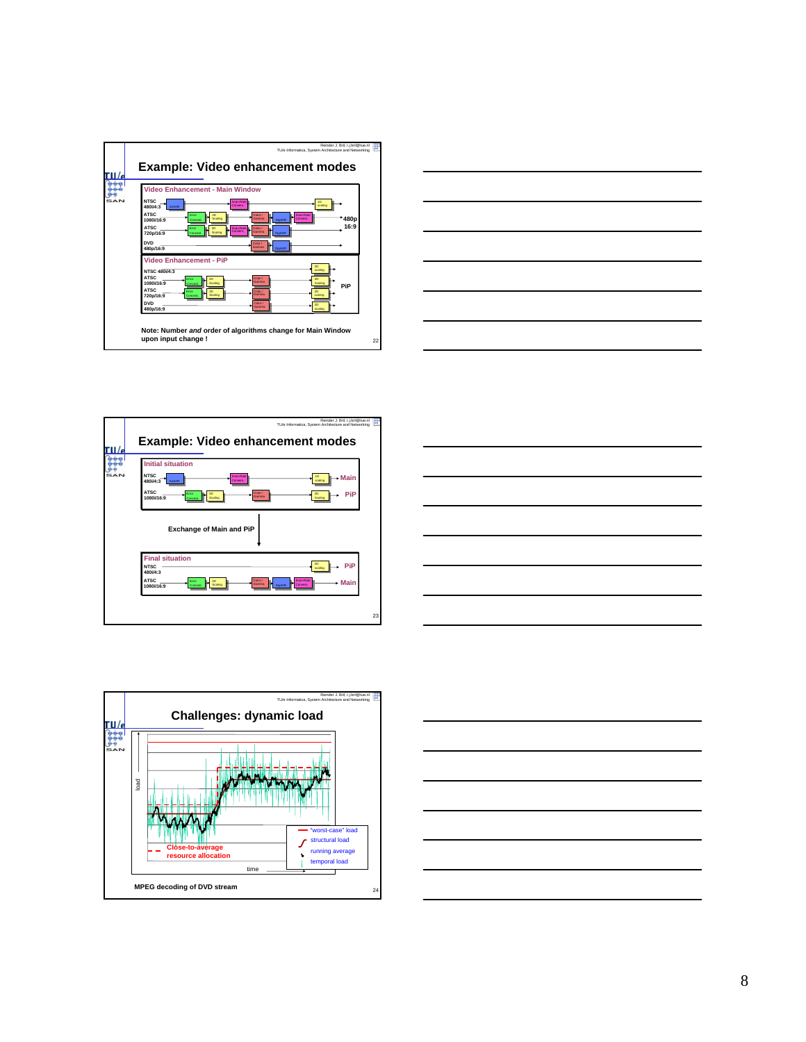## Example: Video enhancement modes

**Video Enhancement - Main Window**

- NTSC 480i/4:3
- ATSC 1080i/16:9
- ATSC 720p/16:9
- DVD 480p/16:9

→ 480p 16:9

**Video Enhancement - PiP**

- NTSC 480i/4:3
- ATSC 1080i/16:9
- ATSC 720p/16:9
- DVD 480p/16:9

→ PiP

Note: Number *and* order of algorithms change for Main Window upon input change !

## Example: Video enhancement modes

**Initial situation**

- NTSC 480i/4:3 → Main
- ATSC 1080i/16:9 → PiP

Exchange of Main and PiP

**Final situation**

- NTSC 480i/4:3 → PiP
- ATSC 1080i/16:9 → Main

## Challenges: dynamic load

- "worst-case" load
- structural load
- running average
- temporal load

Close-to-average resource allocation

load / time

MPEG decoding of DVD stream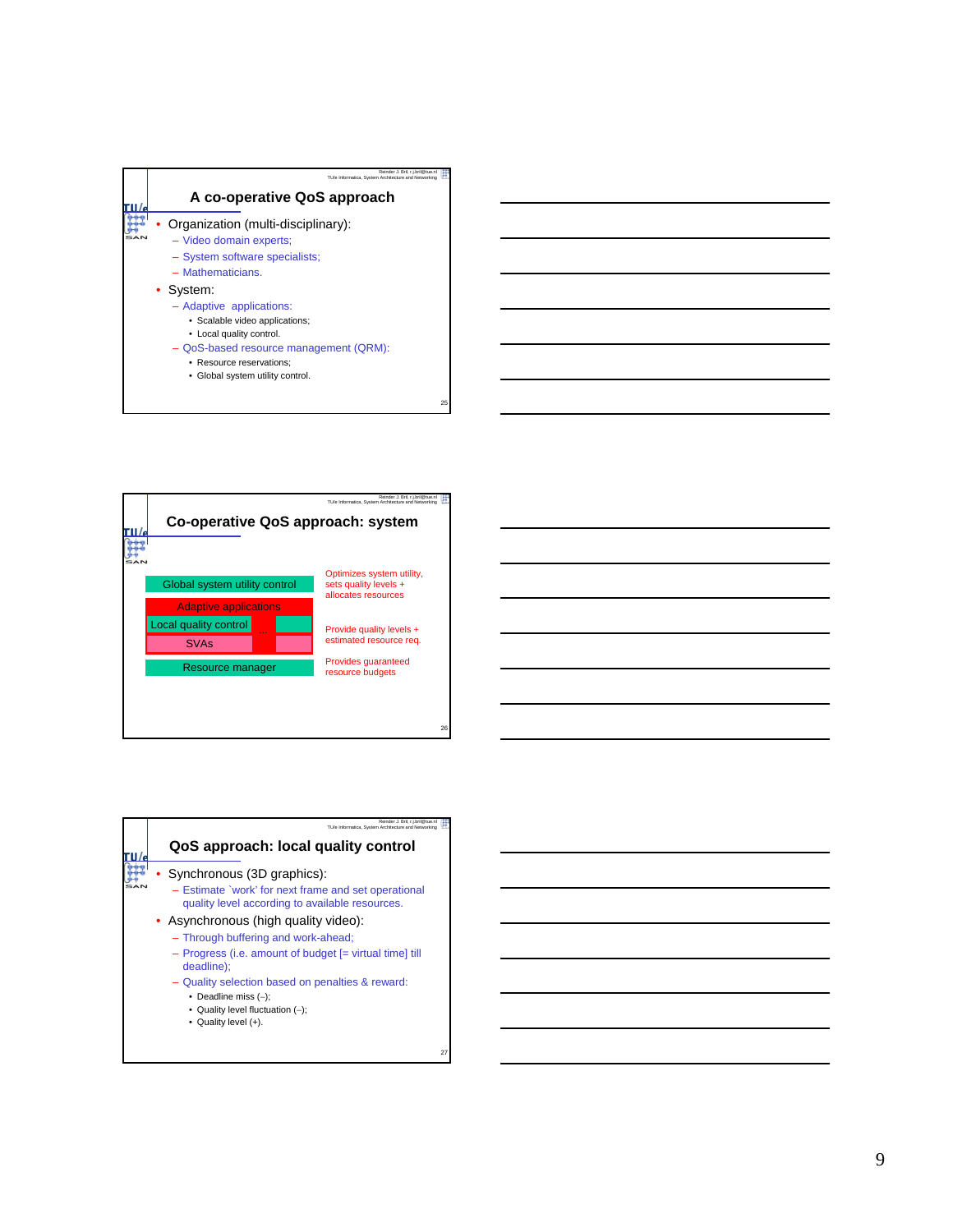## A co-operative QoS approach

- Organization (multi-disciplinary):
  - Video domain experts;
  - System software specialists;
  - Mathematicians.
- System:
  - Adaptive applications:
    - Scalable video applications;
    - Local quality control.
  - QoS-based resource management (QRM):
    - Resource reservations;
    - Global system utility control.

## Co-operative QoS approach: system

| Layer | Description |
|---|---|
| Global system utility control | Optimizes system utility, sets quality levels + allocates resources |
| Adaptive applications (Local quality control / SVAs ...) | Provide quality levels + estimated resource req. |
| Resource manager | Provides guaranteed resource budgets |

## QoS approach: local quality control

- Synchronous (3D graphics):
  - Estimate `work' for next frame and set operational quality level according to available resources.
- Asynchronous (high quality video):
  - Through buffering and work-ahead;
  - Progress (i.e. amount of budget [= virtual time] till deadline);
  - Quality selection based on penalties & reward:
    - Deadline miss (–);
    - Quality level fluctuation (–);
    - Quality level (+).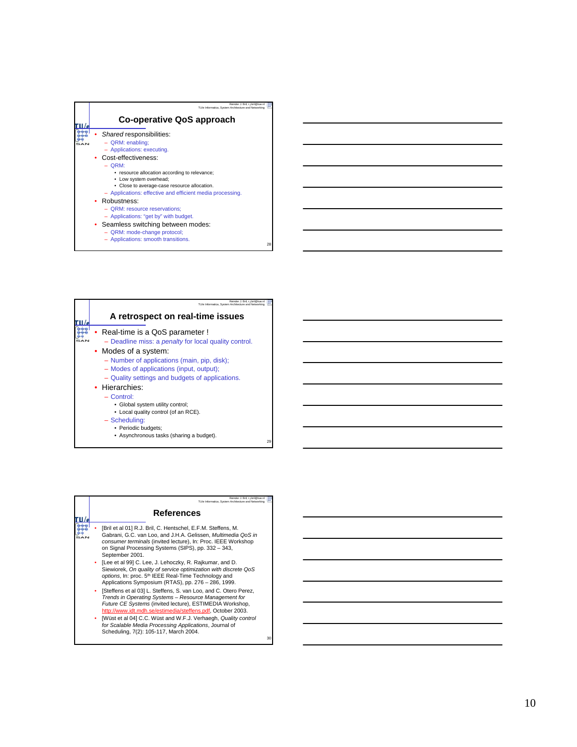## Co-operative QoS approach

- *Shared* responsibilities:
  - QRM: enabling;
  - Applications: executing.
- Cost-effectiveness:
  - QRM:
    - resource allocation according to relevance;
    - Low system overhead;
    - Close to average-case resource allocation.
  - Applications: effective and efficient media processing.
- Robustness:
  - QRM: resource reservations;
  - Applications: "get by" with budget.
- Seamless switching between modes:
  - QRM: mode-change protocol;
  - Applications: smooth transitions.

## A retrospect on real-time issues

- Real-time is a QoS parameter !
  - Deadline miss: a *penalty* for local quality control.
- Modes of a system:
  - Number of applications (main, pip, disk);
  - Modes of applications (input, output);
  - Quality settings and budgets of applications.
- Hierarchies:
  - Control:
    - Global system utility control;
    - Local quality control (of an RCE).
  - Scheduling:
    - Periodic budgets;
    - Asynchronous tasks (sharing a budget).

## References

- [Bril et al 01] R.J. Bril, C. Hentschel, E.F.M. Steffens, M. Gabrani, G.C. van Loo, and J.H.A. Gelissen, *Multimedia QoS in consumer terminals* (invited lecture), In: Proc. IEEE Workshop on Signal Processing Systems (SIPS), pp. 332 – 343, September 2001.
- [Lee et al 99] C. Lee, J. Lehoczky, R. Rajkumar, and D. Siewiorek, *On quality of service optimization with discrete QoS options*, In: proc. 5th IEEE Real-Time Technology and Applications Symposium (RTAS), pp. 276 – 286, 1999.
- [Steffens et al 03] L. Steffens, S. van Loo, and C. Otero Perez, *Trends in Operating Systems – Resource Management for Future CE Systems* (invited lecture), ESTIMEDIA Workshop, http://www.idt.mdh.se/estimedia/steffens.pdf, October 2003.
- [Wüst et al 04] C.C. Wüst and W.F.J. Verhaegh, *Quality control for Scalable Media Processing Applications*, Journal of Scheduling, 7(2): 105-117, March 2004.